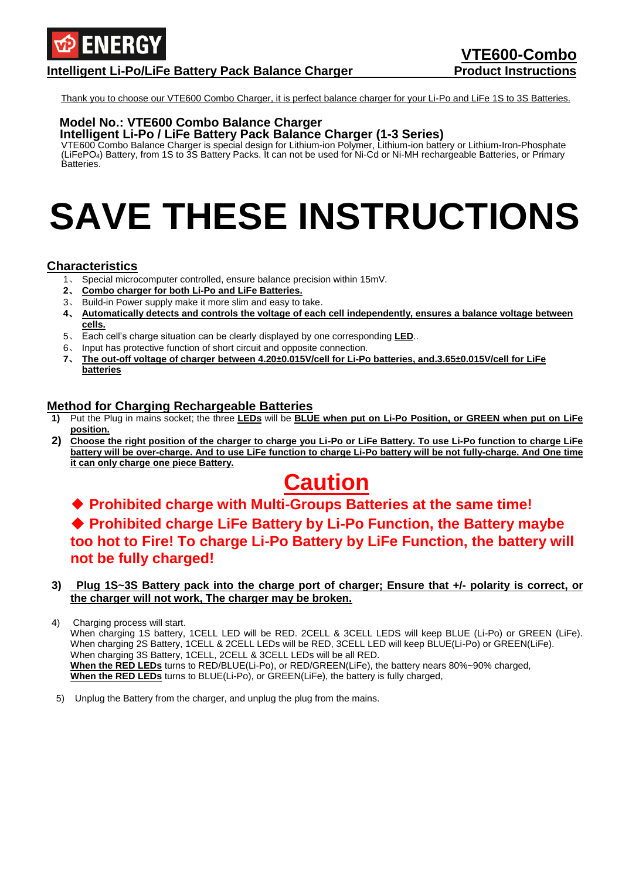# VTE600-Combo

## Intelligent Li-Po/LiFe Battery Pack Balance Charger — Product Instructions

Thank you to choose our VTE600 Combo Charger, it is perfect balance charger for your Li-Po and LiFe 1S to 3S Batteries.

**Model No.: VTE600 Combo Balance Charger**
**Intelligent Li-Po / LiFe Battery Pack Balance Charger (1-3 Series)**

VTE600 Combo Balance Charger is special design for Lithium-ion Polymer, Lithium-ion battery or Lithium-Iron-Phosphate ($LiFePO_4$) Battery, from 1S to 3S Battery Packs. It can not be used for Ni-Cd or Ni-MH rechargeable Batteries, or Primary Batteries.

# SAVE THESE INSTRUCTIONS

## Characteristics

1、 Special microcomputer controlled, ensure balance precision within 15mV.
2、 **Combo charger for both Li-Po and LiFe Batteries.**
3、 Build-in Power supply make it more slim and easy to take.
4、 **Automatically detects and controls the voltage of each cell independently, ensures a balance voltage between cells.**
5、 Each cell's charge situation can be clearly displayed by one corresponding **LED**..
6、 Input has protective function of short circuit and opposite connection.
7、 **The out-off voltage of charger between 4.20±0.015V/cell for Li-Po batteries, and.3.65±0.015V/cell for LiFe batteries**

## Method for Charging Rechargeable Batteries

1) Put the Plug in mains socket; the three **LEDs** will be **BLUE when put on Li-Po Position, or GREEN when put on LiFe position.**
2) **Choose the right position of the charger to charge you Li-Po or LiFe Battery. To use Li-Po function to charge LiFe battery will be over-charge. And to use LiFe function to charge Li-Po battery will be not fully-charge. And One time it can only charge one piece Battery.**

## Caution

◆ **Prohibited charge with Multi-Groups Batteries at the same time!**

◆ **Prohibited charge LiFe Battery by Li-Po Function, the Battery maybe too hot to Fire! To charge Li-Po Battery by LiFe Function, the battery will not be fully charged!**

3) **Plug 1S~3S Battery pack into the charge port of charger; Ensure that +/- polarity is correct, or the charger will not work, The charger may be broken.**
4) Charging process will start.
   When charging 1S battery, 1CELL LED will be RED. 2CELL & 3CELL LEDS will keep BLUE (Li-Po) or GREEN (LiFe).
   When charging 2S Battery, 1CELL & 2CELL LEDs will be RED, 3CELL LED will keep BLUE(Li-Po) or GREEN(LiFe).
   When charging 3S Battery, 1CELL, 2CELL & 3CELL LEDs will be all RED.
   **When the RED LEDs** turns to RED/BLUE(Li-Po), or RED/GREEN(LiFe), the battery nears 80%~90% charged,
   **When the RED LEDs** turns to BLUE(Li-Po), or GREEN(LiFe), the battery is fully charged,
5) Unplug the Battery from the charger, and unplug the plug from the mains.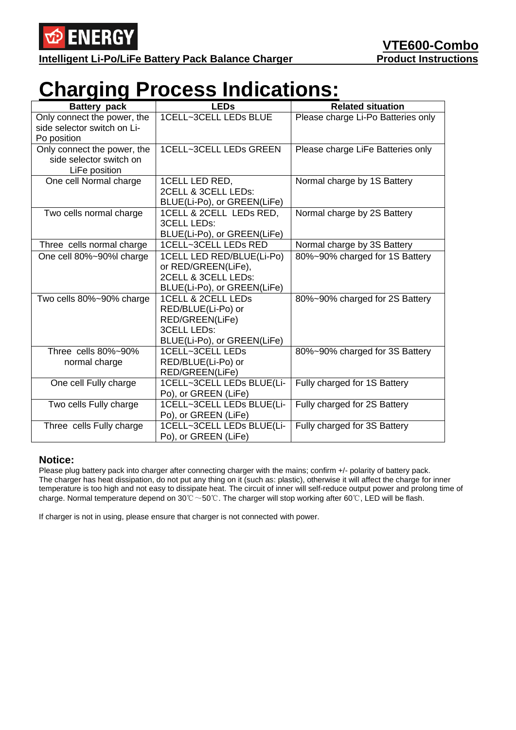# Charging Process Indications:

| Battery pack | LEDs | Related situation |
|---|---|---|
| Only connect the power, the side selector switch on Li-Po position | 1CELL~3CELL LEDs BLUE | Please charge Li-Po Batteries only |
| Only connect the power, the side selector switch on LiFe position | 1CELL~3CELL LEDs GREEN | Please charge LiFe Batteries only |
| One cell Normal charge | 1CELL LED RED, 2CELL & 3CELL LEDs: BLUE(Li-Po), or GREEN(LiFe) | Normal charge by 1S Battery |
| Two cells normal charge | 1CELL & 2CELL LEDs RED, 3CELL LEDs: BLUE(Li-Po), or GREEN(LiFe) | Normal charge by 2S Battery |
| Three cells normal charge | 1CELL~3CELL LEDs RED | Normal charge by 3S Battery |
| One cell 80%~90%l charge | 1CELL LED RED/BLUE(Li-Po) or RED/GREEN(LiFe), 2CELL & 3CELL LEDs: BLUE(Li-Po), or GREEN(LiFe) | 80%~90% charged for 1S Battery |
| Two cells 80%~90% charge | 1CELL & 2CELL LEDs RED/BLUE(Li-Po) or RED/GREEN(LiFe) 3CELL LEDs: BLUE(Li-Po), or GREEN(LiFe) | 80%~90% charged for 2S Battery |
| Three cells 80%~90% normal charge | 1CELL~3CELL LEDs RED/BLUE(Li-Po) or RED/GREEN(LiFe) | 80%~90% charged for 3S Battery |
| One cell Fully charge | 1CELL~3CELL LEDs BLUE(Li-Po), or GREEN (LiFe) | Fully charged for 1S Battery |
| Two cells Fully charge | 1CELL~3CELL LEDs BLUE(Li-Po), or GREEN (LiFe) | Fully charged for 2S Battery |
| Three cells Fully charge | 1CELL~3CELL LEDs BLUE(Li-Po), or GREEN (LiFe) | Fully charged for 3S Battery |

**Notice:**

Please plug battery pack into charger after connecting charger with the mains; confirm +/- polarity of battery pack.
The charger has heat dissipation, do not put any thing on it (such as: plastic), otherwise it will affect the charge for inner temperature is too high and not easy to dissipate heat. The circuit of inner will self-reduce output power and prolong time of charge. Normal temperature depend on 30℃～50℃. The charger will stop working after 60℃, LED will be flash.

If charger is not in using, please ensure that charger is not connected with power.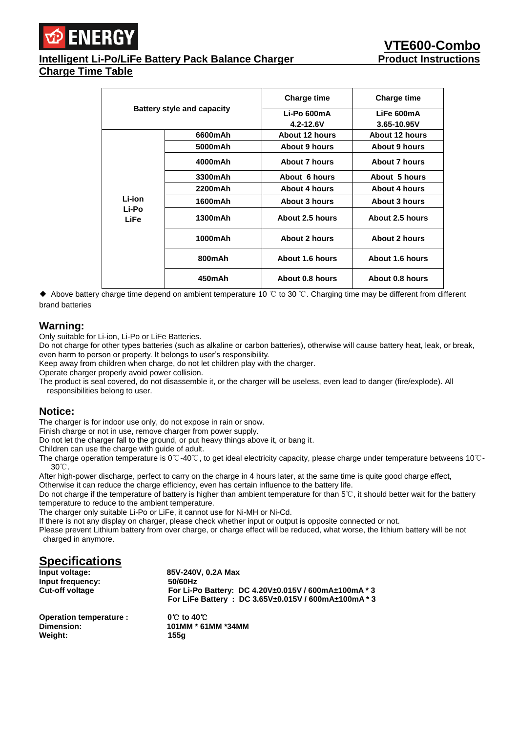VP ENERGY

# VTE600-Combo

## Intelligent Li-Po/LiFe Battery Pack Balance Charger — Product Instructions

## Charge Time Table

| Battery style and capacity | | Charge time | Charge time |
|---|---|---|---|
| | | Li-Po 600mA 4.2-12.6V | LiFe 600mA 3.65-10.95V |
| Li-ion Li-Po LiFe | 6600mAh | About 12 hours | About 12 hours |
| | 5000mAh | About 9 hours | About 9 hours |
| | 4000mAh | About 7 hours | About 7 hours |
| | 3300mAh | About 6 hours | About 5 hours |
| | 2200mAh | About 4 hours | About 4 hours |
| | 1600mAh | About 3 hours | About 3 hours |
| | 1300mAh | About 2.5 hours | About 2.5 hours |
| | 1000mAh | About 2 hours | About 2 hours |
| | 800mAh | About 1.6 hours | About 1.6 hours |
| | 450mAh | About 0.8 hours | About 0.8 hours |

◆ Above battery charge time depend on ambient temperature 10 ℃ to 30 ℃. Charging time may be different from different brand batteries

## Warning:

Only suitable for Li-ion, Li-Po or LiFe Batteries.
Do not charge for other types batteries (such as alkaline or carbon batteries), otherwise will cause battery heat, leak, or break, even harm to person or property. It belongs to user's responsibility.
Keep away from children when charge, do not let children play with the charger.
Operate charger properly avoid power collision.
The product is seal covered, do not disassemble it, or the charger will be useless, even lead to danger (fire/explode). All responsibilities belong to user.

## Notice:

The charger is for indoor use only, do not expose in rain or snow.
Finish charge or not in use, remove charger from power supply.
Do not let the charger fall to the ground, or put heavy things above it, or bang it.
Children can use the charge with guide of adult.
The charge operation temperature is 0℃-40℃, to get ideal electricity capacity, please charge under temperature betweens 10℃-30℃.
After high-power discharge, perfect to carry on the charge in 4 hours later, at the same time is quite good charge effect, Otherwise it can reduce the charge efficiency, even has certain influence to the battery life.
Do not charge if the temperature of battery is higher than ambient temperature for than 5℃, it should better wait for the battery temperature to reduce to the ambient temperature.
The charger only suitable Li-Po or LiFe, it cannot use for Ni-MH or Ni-Cd.
If there is not any display on charger, please check whether input or output is opposite connected or not.
Please prevent Lithium battery from over charge, or charge effect will be reduced, what worse, the lithium battery will be not charged in anymore.

## Specifications

| | |
|---|---|
| **Input voltage:** | **85V-240V, 0.2A Max** |
| **Input frequency:** | **50/60Hz** |
| **Cut-off voltage** | **For Li-Po Battery: DC 4.20V±0.015V / 600mA±100mA * 3** |
| | **For LiFe Battery : DC 3.65V±0.015V / 600mA±100mA * 3** |
| **Operation temperature :** | **0℃ to 40℃** |
| **Dimension:** | **101MM * 61MM *34MM** |
| **Weight:** | **155g** |